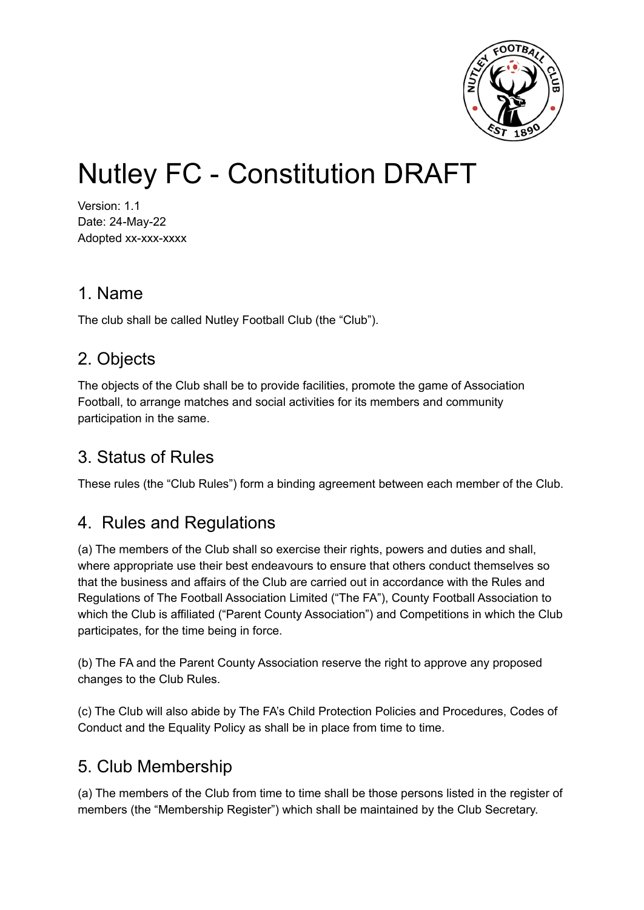# Nutley FC - Constitution DRAFT

Version: 1.1
Date: 24-May-22
Adopted xx-xxx-xxxx

## 1. Name

The club shall be called Nutley Football Club (the "Club").

## 2. Objects

The objects of the Club shall be to provide facilities, promote the game of Association Football, to arrange matches and social activities for its members and community participation in the same.

## 3. Status of Rules

These rules (the "Club Rules") form a binding agreement between each member of the Club.

## 4. Rules and Regulations

(a) The members of the Club shall so exercise their rights, powers and duties and shall, where appropriate use their best endeavours to ensure that others conduct themselves so that the business and affairs of the Club are carried out in accordance with the Rules and Regulations of The Football Association Limited ("The FA"), County Football Association to which the Club is affiliated ("Parent County Association") and Competitions in which the Club participates, for the time being in force.

(b) The FA and the Parent County Association reserve the right to approve any proposed changes to the Club Rules.

(c) The Club will also abide by The FA's Child Protection Policies and Procedures, Codes of Conduct and the Equality Policy as shall be in place from time to time.

## 5. Club Membership

(a) The members of the Club from time to time shall be those persons listed in the register of members (the "Membership Register") which shall be maintained by the Club Secretary.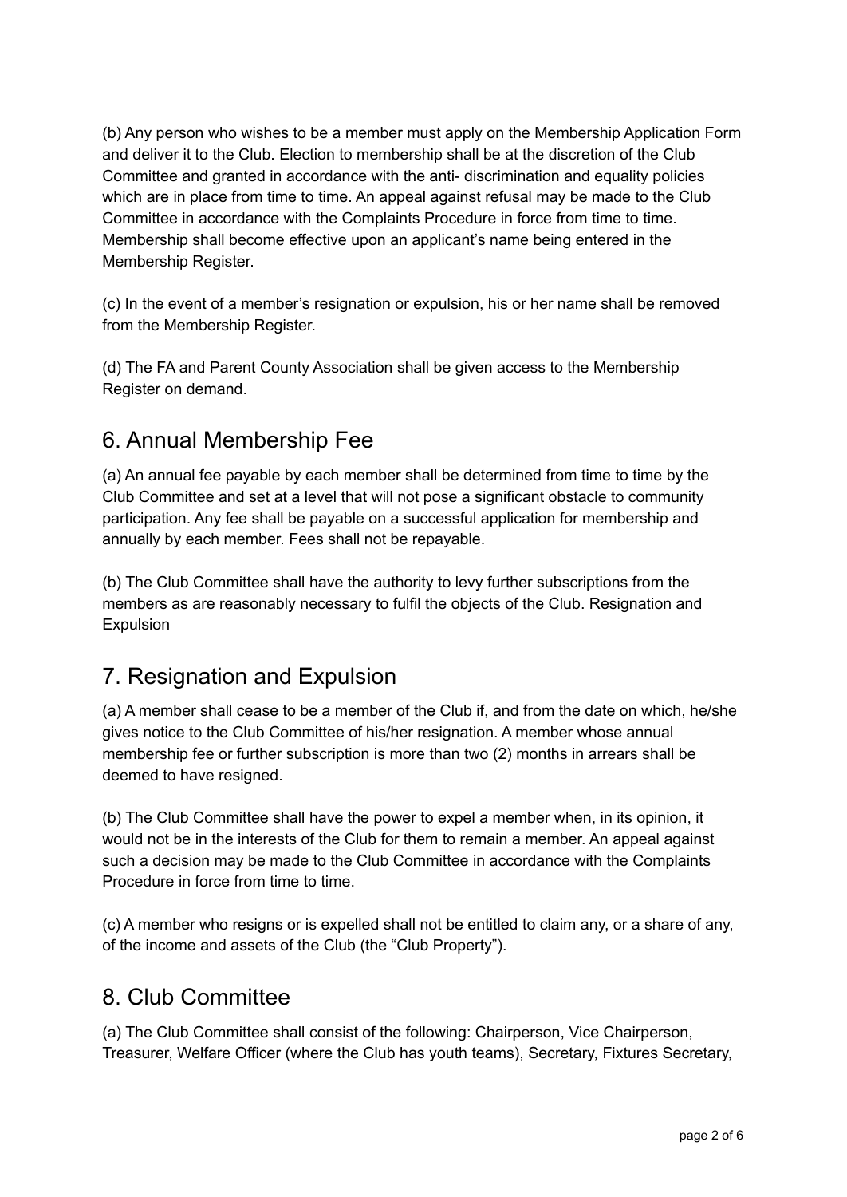(b) Any person who wishes to be a member must apply on the Membership Application Form and deliver it to the Club. Election to membership shall be at the discretion of the Club Committee and granted in accordance with the anti- discrimination and equality policies which are in place from time to time. An appeal against refusal may be made to the Club Committee in accordance with the Complaints Procedure in force from time to time. Membership shall become effective upon an applicant's name being entered in the Membership Register.

(c) In the event of a member's resignation or expulsion, his or her name shall be removed from the Membership Register.

(d) The FA and Parent County Association shall be given access to the Membership Register on demand.

## 6. Annual Membership Fee

(a) An annual fee payable by each member shall be determined from time to time by the Club Committee and set at a level that will not pose a significant obstacle to community participation. Any fee shall be payable on a successful application for membership and annually by each member. Fees shall not be repayable.

(b) The Club Committee shall have the authority to levy further subscriptions from the members as are reasonably necessary to fulfil the objects of the Club. Resignation and Expulsion

## 7. Resignation and Expulsion

(a) A member shall cease to be a member of the Club if, and from the date on which, he/she gives notice to the Club Committee of his/her resignation. A member whose annual membership fee or further subscription is more than two (2) months in arrears shall be deemed to have resigned.

(b) The Club Committee shall have the power to expel a member when, in its opinion, it would not be in the interests of the Club for them to remain a member. An appeal against such a decision may be made to the Club Committee in accordance with the Complaints Procedure in force from time to time.

(c) A member who resigns or is expelled shall not be entitled to claim any, or a share of any, of the income and assets of the Club (the "Club Property").

## 8. Club Committee

(a) The Club Committee shall consist of the following: Chairperson, Vice Chairperson, Treasurer, Welfare Officer (where the Club has youth teams), Secretary, Fixtures Secretary,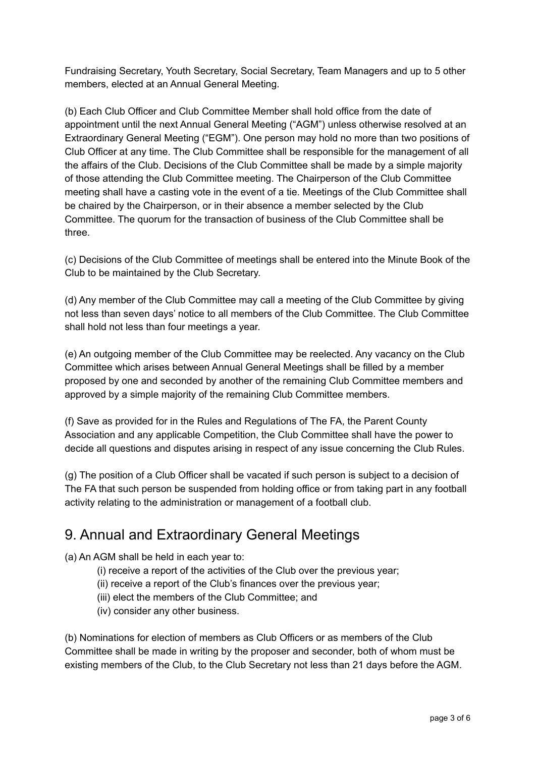Fundraising Secretary, Youth Secretary, Social Secretary, Team Managers and up to 5 other members, elected at an Annual General Meeting.

(b) Each Club Officer and Club Committee Member shall hold office from the date of appointment until the next Annual General Meeting ("AGM") unless otherwise resolved at an Extraordinary General Meeting ("EGM"). One person may hold no more than two positions of Club Officer at any time. The Club Committee shall be responsible for the management of all the affairs of the Club. Decisions of the Club Committee shall be made by a simple majority of those attending the Club Committee meeting. The Chairperson of the Club Committee meeting shall have a casting vote in the event of a tie. Meetings of the Club Committee shall be chaired by the Chairperson, or in their absence a member selected by the Club Committee. The quorum for the transaction of business of the Club Committee shall be three.

(c) Decisions of the Club Committee of meetings shall be entered into the Minute Book of the Club to be maintained by the Club Secretary.

(d) Any member of the Club Committee may call a meeting of the Club Committee by giving not less than seven days' notice to all members of the Club Committee. The Club Committee shall hold not less than four meetings a year.

(e) An outgoing member of the Club Committee may be reelected. Any vacancy on the Club Committee which arises between Annual General Meetings shall be filled by a member proposed by one and seconded by another of the remaining Club Committee members and approved by a simple majority of the remaining Club Committee members.

(f) Save as provided for in the Rules and Regulations of The FA, the Parent County Association and any applicable Competition, the Club Committee shall have the power to decide all questions and disputes arising in respect of any issue concerning the Club Rules.

(g) The position of a Club Officer shall be vacated if such person is subject to a decision of The FA that such person be suspended from holding office or from taking part in any football activity relating to the administration or management of a football club.

## 9. Annual and Extraordinary General Meetings

(a) An AGM shall be held in each year to:

- (i) receive a report of the activities of the Club over the previous year;
- (ii) receive a report of the Club's finances over the previous year;
- (iii) elect the members of the Club Committee; and
- (iv) consider any other business.

(b) Nominations for election of members as Club Officers or as members of the Club Committee shall be made in writing by the proposer and seconder, both of whom must be existing members of the Club, to the Club Secretary not less than 21 days before the AGM.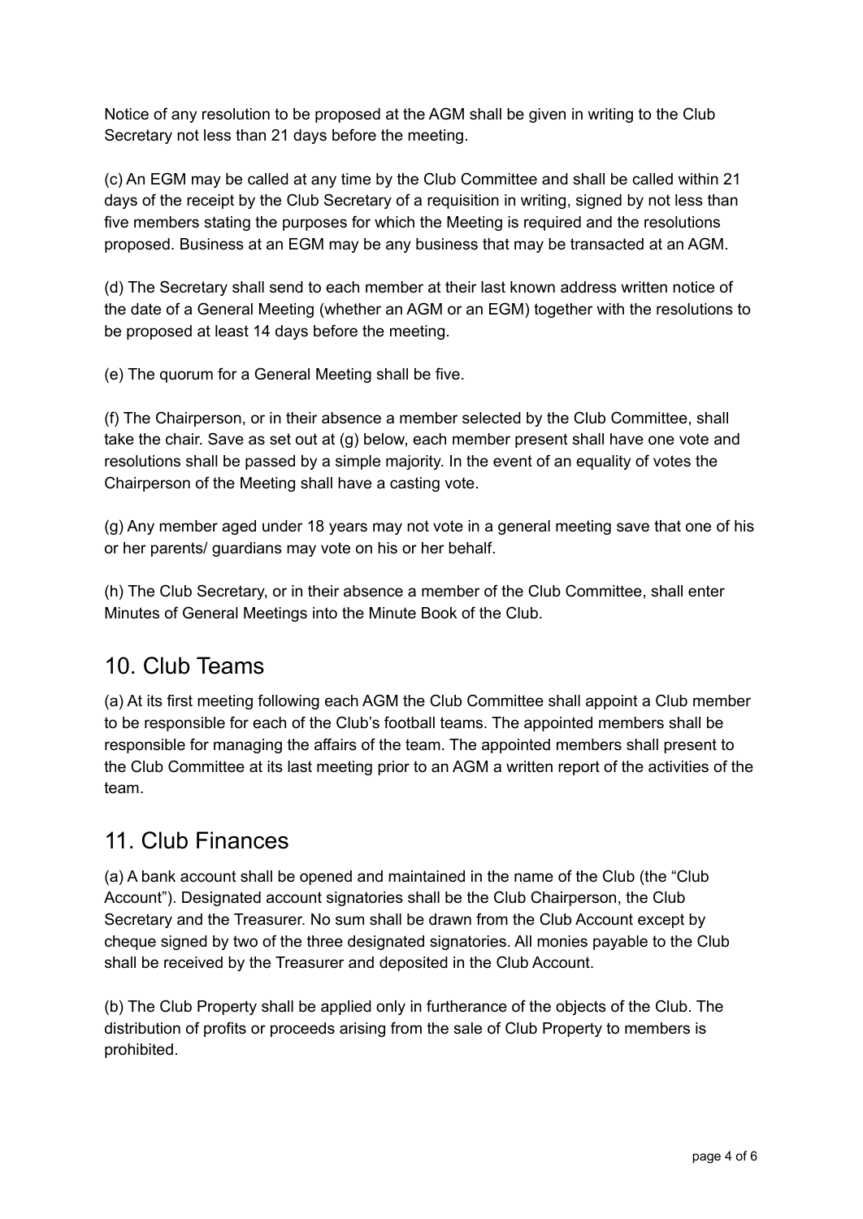Notice of any resolution to be proposed at the AGM shall be given in writing to the Club Secretary not less than 21 days before the meeting.

(c) An EGM may be called at any time by the Club Committee and shall be called within 21 days of the receipt by the Club Secretary of a requisition in writing, signed by not less than five members stating the purposes for which the Meeting is required and the resolutions proposed. Business at an EGM may be any business that may be transacted at an AGM.

(d) The Secretary shall send to each member at their last known address written notice of the date of a General Meeting (whether an AGM or an EGM) together with the resolutions to be proposed at least 14 days before the meeting.

(e) The quorum for a General Meeting shall be five.

(f) The Chairperson, or in their absence a member selected by the Club Committee, shall take the chair. Save as set out at (g) below, each member present shall have one vote and resolutions shall be passed by a simple majority. In the event of an equality of votes the Chairperson of the Meeting shall have a casting vote.

(g) Any member aged under 18 years may not vote in a general meeting save that one of his or her parents/ guardians may vote on his or her behalf.

(h) The Club Secretary, or in their absence a member of the Club Committee, shall enter Minutes of General Meetings into the Minute Book of the Club.

## 10. Club Teams

(a) At its first meeting following each AGM the Club Committee shall appoint a Club member to be responsible for each of the Club's football teams. The appointed members shall be responsible for managing the affairs of the team. The appointed members shall present to the Club Committee at its last meeting prior to an AGM a written report of the activities of the team.

## 11. Club Finances

(a) A bank account shall be opened and maintained in the name of the Club (the "Club Account"). Designated account signatories shall be the Club Chairperson, the Club Secretary and the Treasurer. No sum shall be drawn from the Club Account except by cheque signed by two of the three designated signatories. All monies payable to the Club shall be received by the Treasurer and deposited in the Club Account.

(b) The Club Property shall be applied only in furtherance of the objects of the Club. The distribution of profits or proceeds arising from the sale of Club Property to members is prohibited.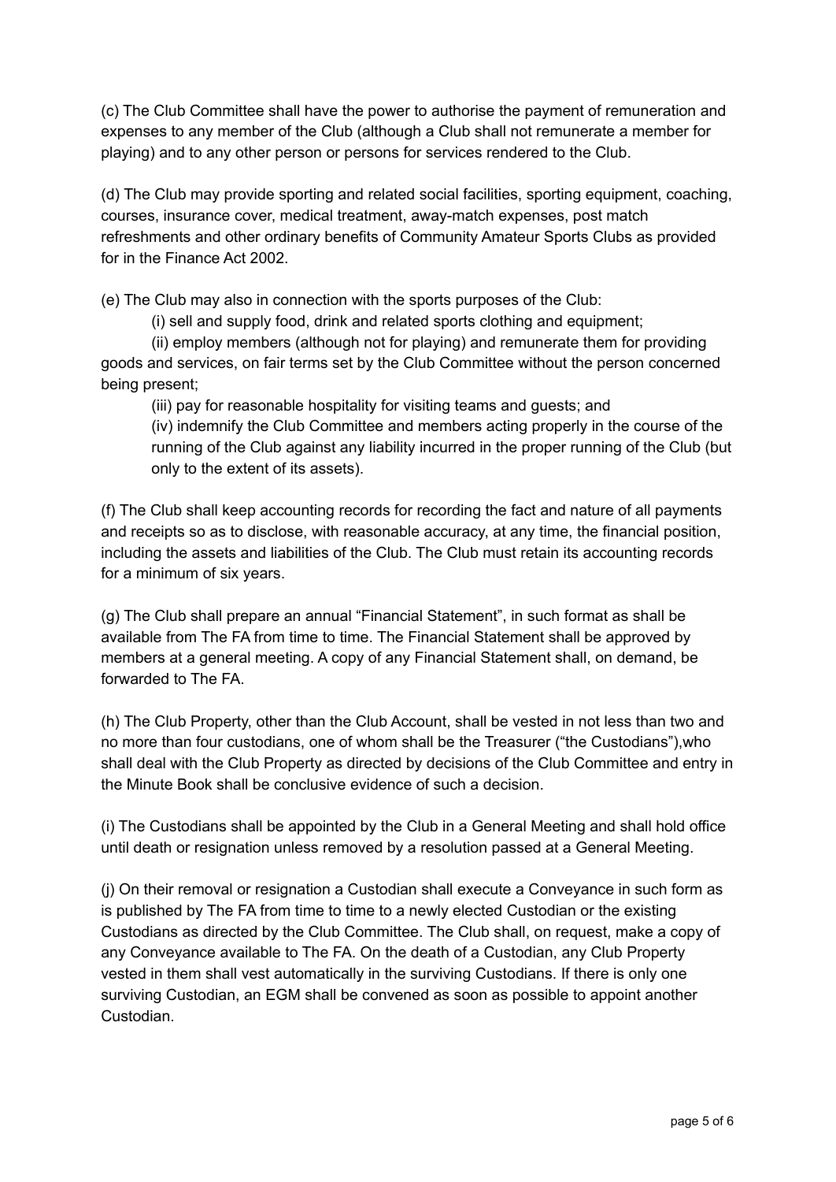(c) The Club Committee shall have the power to authorise the payment of remuneration and expenses to any member of the Club (although a Club shall not remunerate a member for playing) and to any other person or persons for services rendered to the Club.

(d) The Club may provide sporting and related social facilities, sporting equipment, coaching, courses, insurance cover, medical treatment, away-match expenses, post match refreshments and other ordinary benefits of Community Amateur Sports Clubs as provided for in the Finance Act 2002.

(e) The Club may also in connection with the sports purposes of the Club:

(i) sell and supply food, drink and related sports clothing and equipment;

(ii) employ members (although not for playing) and remunerate them for providing goods and services, on fair terms set by the Club Committee without the person concerned being present;

(iii) pay for reasonable hospitality for visiting teams and guests; and

(iv) indemnify the Club Committee and members acting properly in the course of the running of the Club against any liability incurred in the proper running of the Club (but only to the extent of its assets).

(f) The Club shall keep accounting records for recording the fact and nature of all payments and receipts so as to disclose, with reasonable accuracy, at any time, the financial position, including the assets and liabilities of the Club. The Club must retain its accounting records for a minimum of six years.

(g) The Club shall prepare an annual "Financial Statement", in such format as shall be available from The FA from time to time. The Financial Statement shall be approved by members at a general meeting. A copy of any Financial Statement shall, on demand, be forwarded to The FA.

(h) The Club Property, other than the Club Account, shall be vested in not less than two and no more than four custodians, one of whom shall be the Treasurer ("the Custodians"),who shall deal with the Club Property as directed by decisions of the Club Committee and entry in the Minute Book shall be conclusive evidence of such a decision.

(i) The Custodians shall be appointed by the Club in a General Meeting and shall hold office until death or resignation unless removed by a resolution passed at a General Meeting.

(j) On their removal or resignation a Custodian shall execute a Conveyance in such form as is published by The FA from time to time to a newly elected Custodian or the existing Custodians as directed by the Club Committee. The Club shall, on request, make a copy of any Conveyance available to The FA. On the death of a Custodian, any Club Property vested in them shall vest automatically in the surviving Custodians. If there is only one surviving Custodian, an EGM shall be convened as soon as possible to appoint another Custodian.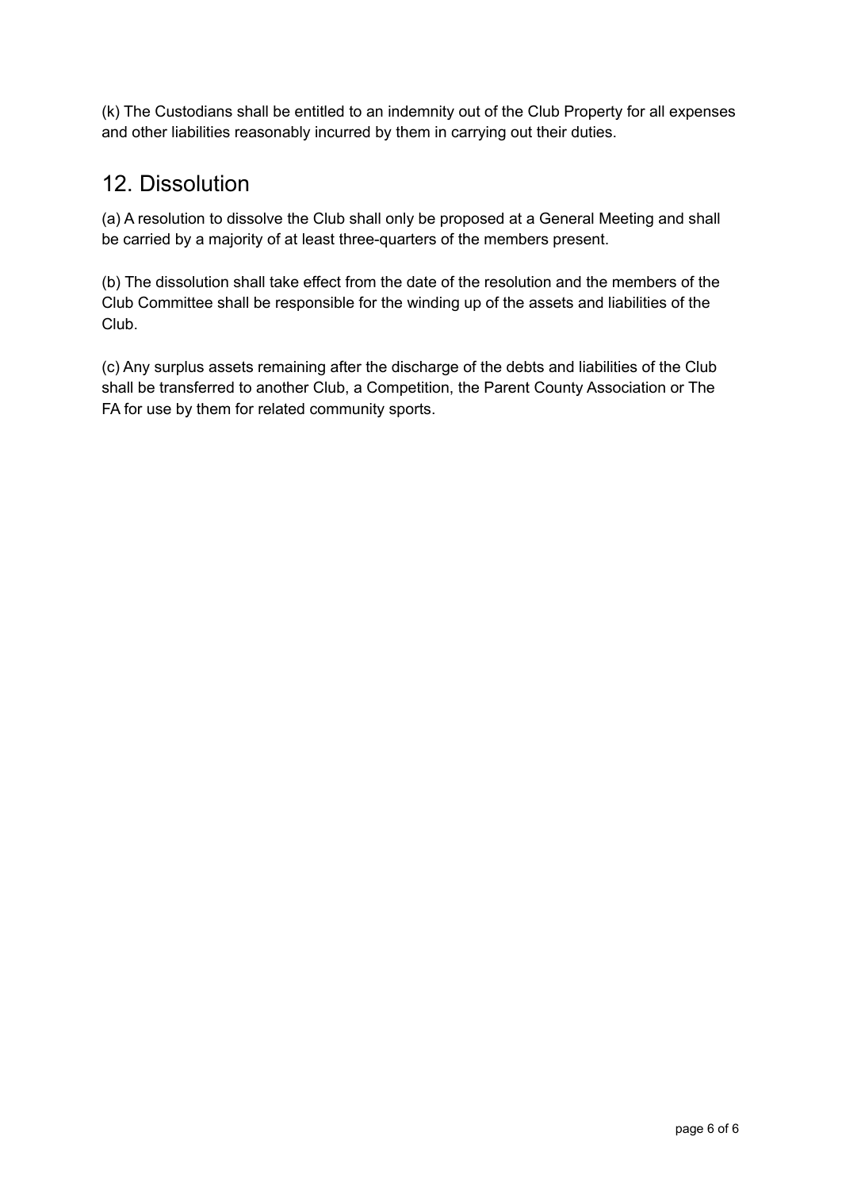(k) The Custodians shall be entitled to an indemnity out of the Club Property for all expenses and other liabilities reasonably incurred by them in carrying out their duties.

## 12. Dissolution

(a) A resolution to dissolve the Club shall only be proposed at a General Meeting and shall be carried by a majority of at least three-quarters of the members present.

(b) The dissolution shall take effect from the date of the resolution and the members of the Club Committee shall be responsible for the winding up of the assets and liabilities of the Club.

(c) Any surplus assets remaining after the discharge of the debts and liabilities of the Club shall be transferred to another Club, a Competition, the Parent County Association or The FA for use by them for related community sports.